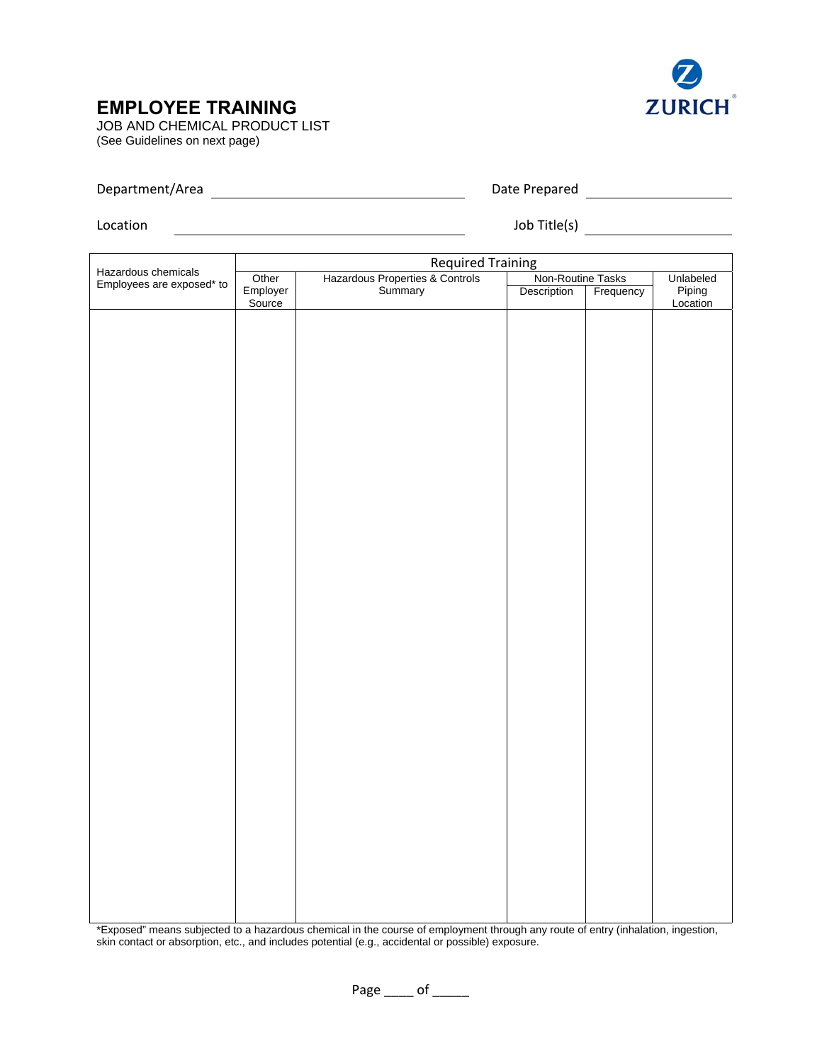# EMPLOYEE TRAINING

JOB AND CHEMICAL PRODUCT LIST

(See Guidelines on next page)

Department/Area ______________________________ Date Prepared ____________________

Location ______________________________ Job Title(s) ____________________

| Hazardous chemicals Employees are exposed* to | Required Training | | | | |
|---|---|---|---|---|---|
| | Other Employer Source | Hazardous Properties & Controls Summary | Non-Routine Tasks | | Unlabeled Piping Location |
| | | | Description | Frequency | |
| | | | | | |

*Exposed" means subjected to a hazardous chemical in the course of employment through any route of entry (inhalation, ingestion, skin contact or absorption, etc., and includes potential (e.g., accidental or possible) exposure.

Page ____ of _____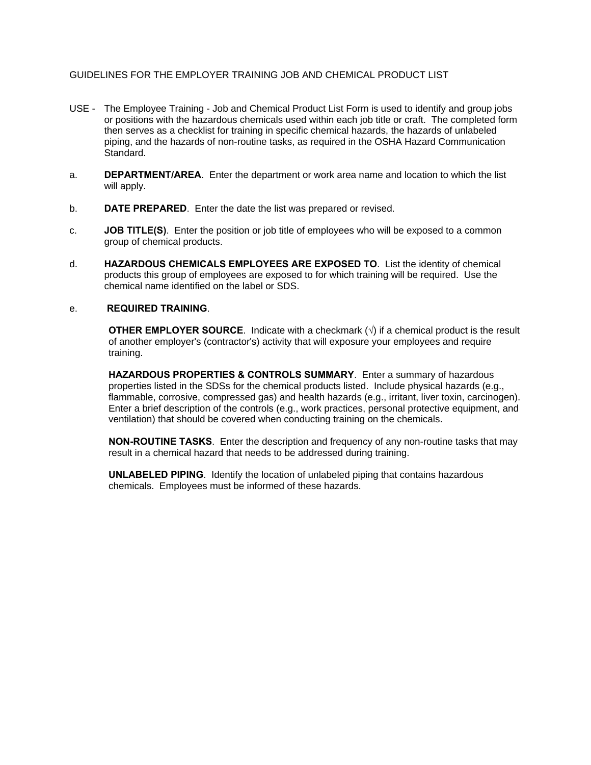GUIDELINES FOR THE EMPLOYER TRAINING JOB AND CHEMICAL PRODUCT LIST

USE - The Employee Training - Job and Chemical Product List Form is used to identify and group jobs or positions with the hazardous chemicals used within each job title or craft. The completed form then serves as a checklist for training in specific chemical hazards, the hazards of unlabeled piping, and the hazards of non-routine tasks, as required in the OSHA Hazard Communication Standard.

a. **DEPARTMENT/AREA**. Enter the department or work area name and location to which the list will apply.

b. **DATE PREPARED**. Enter the date the list was prepared or revised.

c. **JOB TITLE(S)**. Enter the position or job title of employees who will be exposed to a common group of chemical products.

d. **HAZARDOUS CHEMICALS EMPLOYEES ARE EXPOSED TO**. List the identity of chemical products this group of employees are exposed to for which training will be required. Use the chemical name identified on the label or SDS.

e. **REQUIRED TRAINING**.

**OTHER EMPLOYER SOURCE**. Indicate with a checkmark (√) if a chemical product is the result of another employer's (contractor's) activity that will exposure your employees and require training.

**HAZARDOUS PROPERTIES & CONTROLS SUMMARY**. Enter a summary of hazardous properties listed in the SDSs for the chemical products listed. Include physical hazards (e.g., flammable, corrosive, compressed gas) and health hazards (e.g., irritant, liver toxin, carcinogen). Enter a brief description of the controls (e.g., work practices, personal protective equipment, and ventilation) that should be covered when conducting training on the chemicals.

**NON-ROUTINE TASKS**. Enter the description and frequency of any non-routine tasks that may result in a chemical hazard that needs to be addressed during training.

**UNLABELED PIPING**. Identify the location of unlabeled piping that contains hazardous chemicals. Employees must be informed of these hazards.